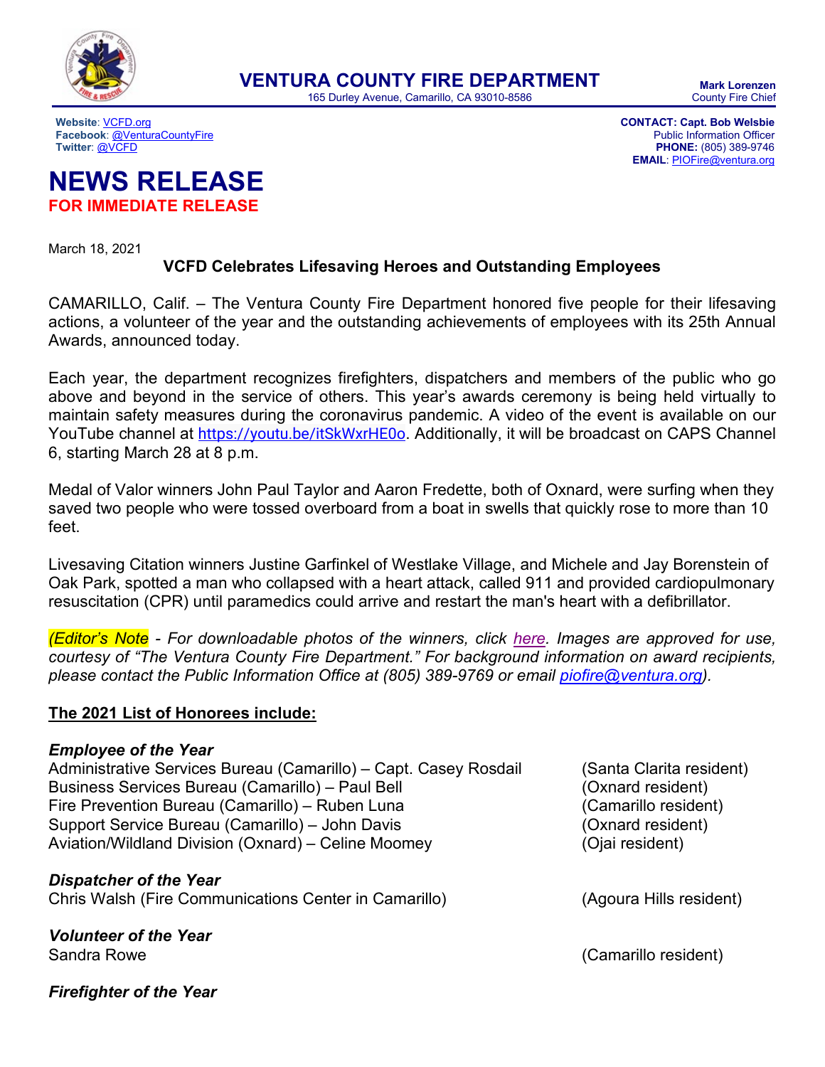# VENTURA COUNTY FIRE DEPARTMENT

165 Durley Avenue, Camarillo, CA 93010-8586

**Mark Lorenzen**
County Fire Chief

**Website**: VCFD.org
**Facebook**: @VenturaCountyFire
**Twitter**: @VCFD

**CONTACT: Capt. Bob Welsbie**
Public Information Officer
**PHONE:** (805) 389-9746
**EMAIL**: PIOFire@ventura.org

# NEWS RELEASE

**FOR IMMEDIATE RELEASE**

March 18, 2021

**VCFD Celebrates Lifesaving Heroes and Outstanding Employees**

CAMARILLO, Calif. – The Ventura County Fire Department honored five people for their lifesaving actions, a volunteer of the year and the outstanding achievements of employees with its 25th Annual Awards, announced today.

Each year, the department recognizes firefighters, dispatchers and members of the public who go above and beyond in the service of others. This year's awards ceremony is being held virtually to maintain safety measures during the coronavirus pandemic. A video of the event is available on our YouTube channel at https://youtu.be/itSkWxrHE0o. Additionally, it will be broadcast on CAPS Channel 6, starting March 28 at 8 p.m.

Medal of Valor winners John Paul Taylor and Aaron Fredette, both of Oxnard, were surfing when they saved two people who were tossed overboard from a boat in swells that quickly rose to more than 10 feet.

Livesaving Citation winners Justine Garfinkel of Westlake Village, and Michele and Jay Borenstein of Oak Park, spotted a man who collapsed with a heart attack, called 911 and provided cardiopulmonary resuscitation (CPR) until paramedics could arrive and restart the man's heart with a defibrillator.

*(Editor's Note - For downloadable photos of the winners, click here. Images are approved for use, courtesy of "The Ventura County Fire Department." For background information on award recipients, please contact the Public Information Office at (805) 389-9769 or email piofire@ventura.org).*

**The 2021 List of Honorees include:**

***Employee of the Year***

Administrative Services Bureau (Camarillo) – Capt. Casey Rosdail (Santa Clarita resident)
Business Services Bureau (Camarillo) – Paul Bell (Oxnard resident)
Fire Prevention Bureau (Camarillo) – Ruben Luna (Camarillo resident)
Support Service Bureau (Camarillo) – John Davis (Oxnard resident)
Aviation/Wildland Division (Oxnard) – Celine Moomey (Ojai resident)

***Dispatcher of the Year***

Chris Walsh (Fire Communications Center in Camarillo) (Agoura Hills resident)

***Volunteer of the Year***

Sandra Rowe (Camarillo resident)

***Firefighter of the Year***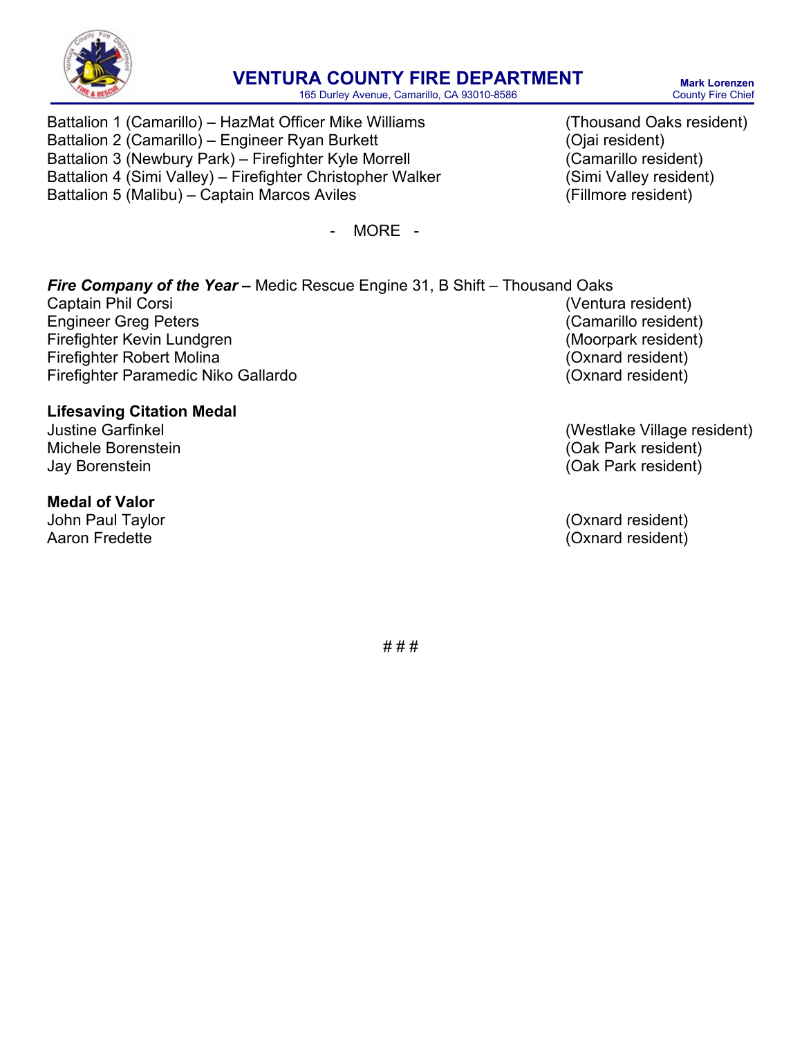Battalion 1 (Camarillo) – HazMat Officer Mike Williams (Thousand Oaks resident)
Battalion 2 (Camarillo) – Engineer Ryan Burkett (Ojai resident)
Battalion 3 (Newbury Park) – Firefighter Kyle Morrell (Camarillo resident)
Battalion 4 (Simi Valley) – Firefighter Christopher Walker (Simi Valley resident)
Battalion 5 (Malibu) – Captain Marcos Aviles (Fillmore resident)

\- MORE -

***Fire Company of the Year –*** Medic Rescue Engine 31, B Shift – Thousand Oaks

Captain Phil Corsi (Ventura resident)
Engineer Greg Peters (Camarillo resident)
Firefighter Kevin Lundgren (Moorpark resident)
Firefighter Robert Molina (Oxnard resident)
Firefighter Paramedic Niko Gallardo (Oxnard resident)

**Lifesaving Citation Medal**

Justine Garfinkel (Westlake Village resident)
Michele Borenstein (Oak Park resident)
Jay Borenstein (Oak Park resident)

**Medal of Valor**

John Paul Taylor (Oxnard resident)
Aaron Fredette (Oxnard resident)

# # #